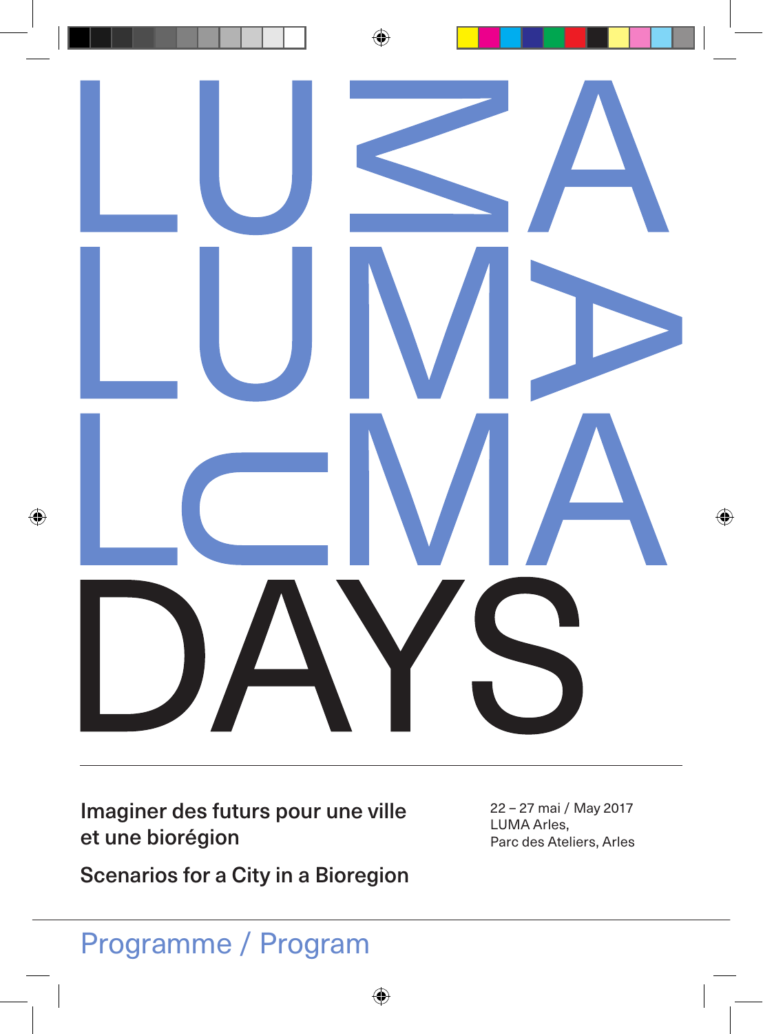# LUMA
# LUMA
# LUMA
# DAYS

Imaginer des futurs pour une ville et une biorégion

Scenarios for a City in a Bioregion

22 – 27 mai / May 2017
LUMA Arles,
Parc des Ateliers, Arles

## Programme / Program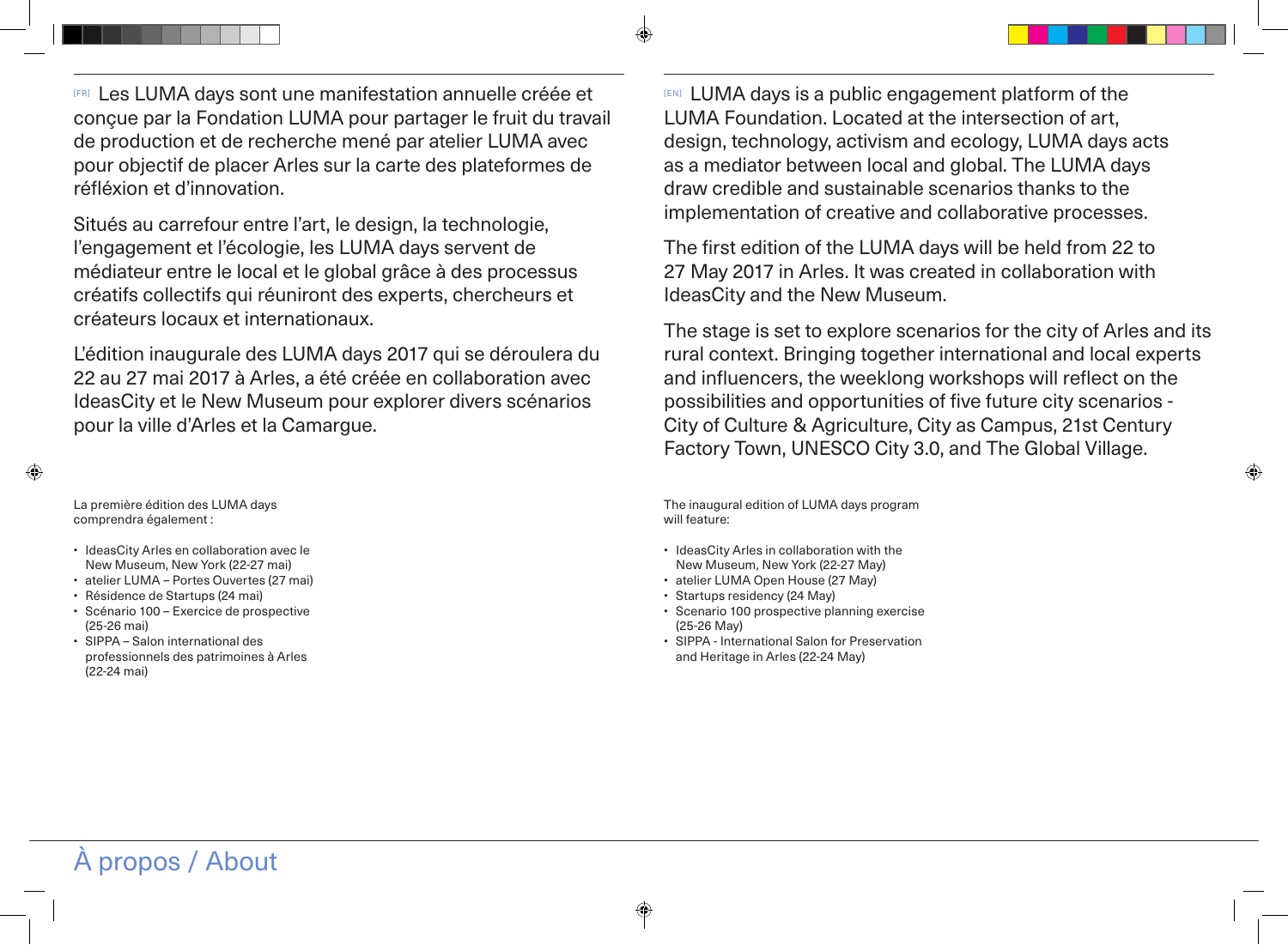# À propos / About

[FR] Les LUMA days sont une manifestation annuelle créée et conçue par la Fondation LUMA pour partager le fruit du travail de production et de recherche mené par atelier LUMA avec pour objectif de placer Arles sur la carte des plateformes de réfléxion et d'innovation.

Situés au carrefour entre l'art, le design, la technologie, l'engagement et l'écologie, les LUMA days servent de médiateur entre le local et le global grâce à des processus créatifs collectifs qui réuniront des experts, chercheurs et créateurs locaux et internationaux.

L'édition inaugurale des LUMA days 2017 qui se déroulera du 22 au 27 mai 2017 à Arles, a été créée en collaboration avec IdeasCity et le New Museum pour explorer divers scénarios pour la ville d'Arles et la Camargue.

La première édition des LUMA days comprendra également :

- IdeasCity Arles en collaboration avec le New Museum, New York (22-27 mai)
- atelier LUMA – Portes Ouvertes (27 mai)
- Résidence de Startups (24 mai)
- Scénario 100 – Exercice de prospective (25-26 mai)
- SIPPA – Salon international des professionnels des patrimoines à Arles (22-24 mai)

[EN] LUMA days is a public engagement platform of the LUMA Foundation. Located at the intersection of art, design, technology, activism and ecology, LUMA days acts as a mediator between local and global. The LUMA days draw credible and sustainable scenarios thanks to the implementation of creative and collaborative processes.

The first edition of the LUMA days will be held from 22 to 27 May 2017 in Arles. It was created in collaboration with IdeasCity and the New Museum.

The stage is set to explore scenarios for the city of Arles and its rural context. Bringing together international and local experts and influencers, the weeklong workshops will reflect on the possibilities and opportunities of five future city scenarios - City of Culture & Agriculture, City as Campus, 21st Century Factory Town, UNESCO City 3.0, and The Global Village.

The inaugural edition of LUMA days program will feature:

- IdeasCity Arles in collaboration with the New Museum, New York (22-27 May)
- atelier LUMA Open House (27 May)
- Startups residency (24 May)
- Scenario 100 prospective planning exercise (25-26 May)
- SIPPA - International Salon for Preservation and Heritage in Arles (22-24 May)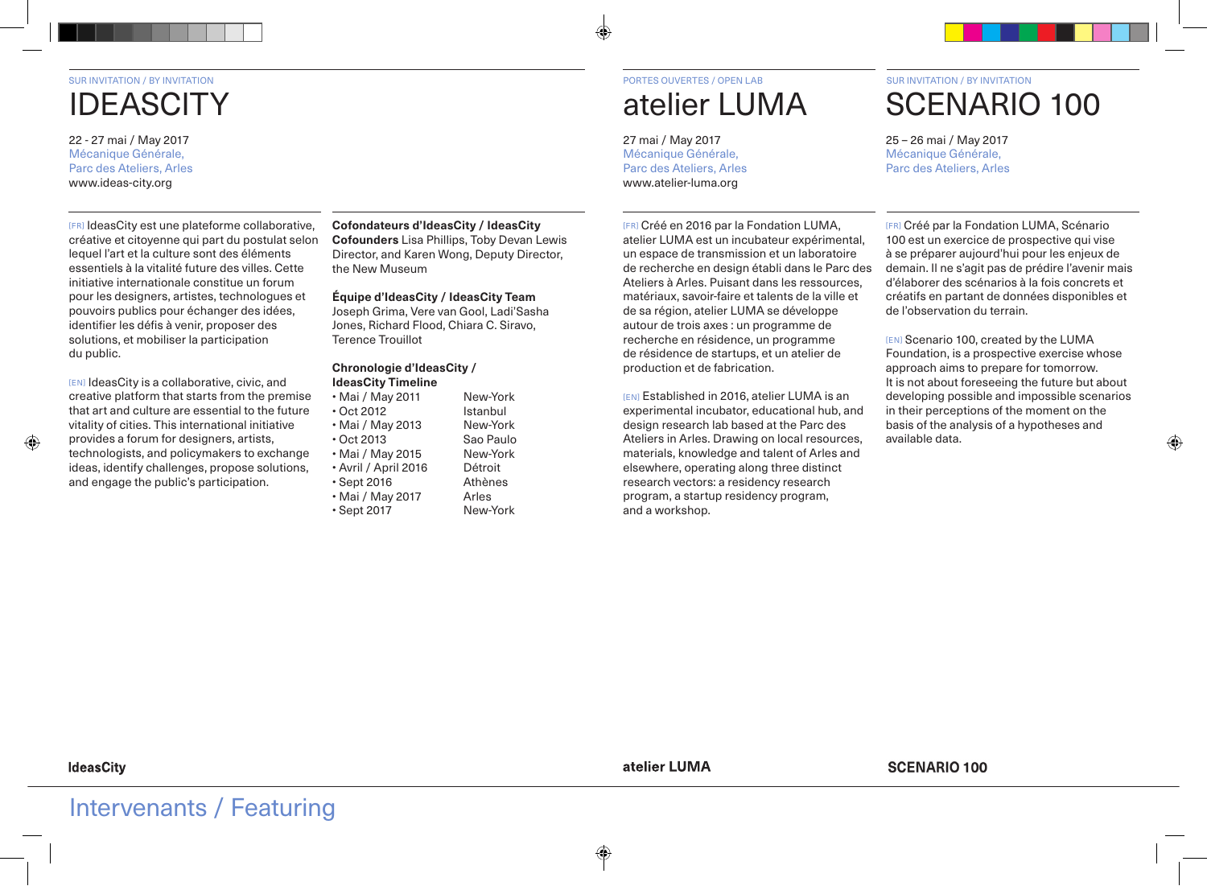SUR INVITATION / BY INVITATION

# IDEASCITY

22 - 27 mai / May 2017
Mécanique Générale,
Parc des Ateliers, Arles
www.ideas-city.org

[FR] IdeasCity est une plateforme collaborative, créative et citoyenne qui part du postulat selon lequel l'art et la culture sont des éléments essentiels à la vitalité future des villes. Cette initiative internationale constitue un forum pour les designers, artistes, technologues et pouvoirs publics pour échanger des idées, identifier les défis à venir, proposer des solutions, et mobiliser la participation du public.

[EN] IdeasCity is a collaborative, civic, and creative platform that starts from the premise that art and culture are essential to the future vitality of cities. This international initiative provides a forum for designers, artists, technologists, and policymakers to exchange ideas, identify challenges, propose solutions, and engage the public's participation.

**Cofondateurs d'IdeasCity / IdeasCity Cofounders** Lisa Phillips, Toby Devan Lewis Director, and Karen Wong, Deputy Director, the New Museum

**Équipe d'IdeasCity / IdeasCity Team**
Joseph Grima, Vere van Gool, Ladi'Sasha Jones, Richard Flood, Chiara C. Siravo, Terence Trouillot

**Chronologie d'IdeasCity / IdeasCity Timeline**

- Mai / May 2011 — New-York
- Oct 2012 — Istanbul
- Mai / May 2013 — New-York
- Oct 2013 — Sao Paulo
- Mai / May 2015 — New-York
- Avril / April 2016 — Détroit
- Sept 2016 — Athènes
- Mai / May 2017 — Arles
- Sept 2017 — New-York

PORTES OUVERTES / OPEN LAB

# atelier LUMA

27 mai / May 2017
Mécanique Générale,
Parc des Ateliers, Arles
www.atelier-luma.org

[FR] Créé en 2016 par la Fondation LUMA, atelier LUMA est un incubateur expérimental, un espace de transmission et un laboratoire de recherche en design établi dans le Parc des Ateliers à Arles. Puisant dans les ressources, matériaux, savoir-faire et talents de la ville et de sa région, atelier LUMA se développe autour de trois axes : un programme de recherche en résidence, un programme de résidence de startups, et un atelier de production et de fabrication.

[EN] Established in 2016, atelier LUMA is an experimental incubator, educational hub, and design research lab based at the Parc des Ateliers in Arles. Drawing on local resources, materials, knowledge and talent of Arles and elsewhere, operating along three distinct research vectors: a residency research program, a startup residency program, and a workshop.

SUR INVITATION / BY INVITATION

# SCENARIO 100

25 – 26 mai / May 2017
Mécanique Générale,
Parc des Ateliers, Arles

[FR] Créé par la Fondation LUMA, Scénario 100 est un exercice de prospective qui vise à se préparer aujourd'hui pour les enjeux de demain. Il ne s'agit pas de prédire l'avenir mais d'élaborer des scénarios à la fois concrets et créatifs en partant de données disponibles et de l'observation du terrain.

[EN] Scenario 100, created by the LUMA Foundation, is a prospective exercise whose approach aims to prepare for tomorrow. It is not about foreseeing the future but about developing possible and impossible scenarios in their perceptions of the moment on the basis of the analysis of a hypotheses and available data.

**IdeasCity** **atelier LUMA** **SCENARIO 100**

## Intervenants / Featuring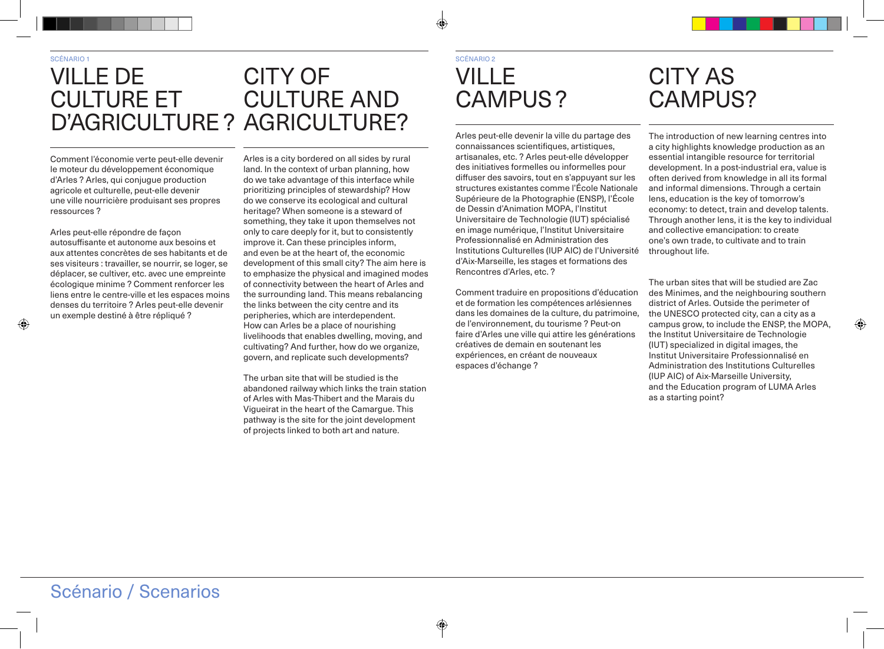SCÉNARIO 1

# VILLE DE CULTURE ET D'AGRICULTURE ?

# CITY OF CULTURE AND AGRICULTURE?

Comment l'économie verte peut-elle devenir le moteur du développement économique d'Arles ? Arles, qui conjugue production agricole et culturelle, peut-elle devenir une ville nourricière produisant ses propres ressources ?

Arles peut-elle répondre de façon autosuffisante et autonome aux besoins et aux attentes concrètes de ses habitants et de ses visiteurs : travailler, se nourrir, se loger, se déplacer, se cultiver, etc. avec une empreinte écologique minime ? Comment renforcer les liens entre le centre-ville et les espaces moins denses du territoire ? Arles peut-elle devenir un exemple destiné à être répliqué ?

Arles is a city bordered on all sides by rural land. In the context of urban planning, how do we take advantage of this interface while prioritizing principles of stewardship? How do we conserve its ecological and cultural heritage? When someone is a steward of something, they take it upon themselves not only to care deeply for it, but to consistently improve it. Can these principles inform, and even be at the heart of, the economic development of this small city? The aim here is to emphasize the physical and imagined modes of connectivity between the heart of Arles and the surrounding land. This means rebalancing the links between the city centre and its peripheries, which are interdependent. How can Arles be a place of nourishing livelihoods that enables dwelling, moving, and cultivating? And further, how do we organize, govern, and replicate such developments?

The urban site that will be studied is the abandoned railway which links the train station of Arles with Mas-Thibert and the Marais du Vigueirat in the heart of the Camargue. This pathway is the site for the joint development of projects linked to both art and nature.

SCÉNARIO 2

# VILLE CAMPUS ?

# CITY AS CAMPUS?

Arles peut-elle devenir la ville du partage des connaissances scientifiques, artistiques, artisanales, etc. ? Arles peut-elle développer des initiatives formelles ou informelles pour diffuser des savoirs, tout en s'appuyant sur les structures existantes comme l'École Nationale Supérieure de la Photographie (ENSP), l'École de Dessin d'Animation MOPA, l'Institut Universitaire de Technologie (IUT) spécialisé en image numérique, l'Institut Universitaire Professionnalisé en Administration des Institutions Culturelles (IUP AIC) de l'Université d'Aix-Marseille, les stages et formations des Rencontres d'Arles, etc. ?

Comment traduire en propositions d'éducation et de formation les compétences arlésiennes dans les domaines de la culture, du patrimoine, de l'environnement, du tourisme ? Peut-on faire d'Arles une ville qui attire les générations créatives de demain en soutenant les expériences, en créant de nouveaux espaces d'échange ?

The introduction of new learning centres into a city highlights knowledge production as an essential intangible resource for territorial development. In a post-industrial era, value is often derived from knowledge in all its formal and informal dimensions. Through a certain lens, education is the key of tomorrow's economy: to detect, train and develop talents. Through another lens, it is the key to individual and collective emancipation: to create one's own trade, to cultivate and to train throughout life.

The urban sites that will be studied are Zac des Minimes, and the neighbouring southern district of Arles. Outside the perimeter of the UNESCO protected city, can a city as a campus grow, to include the ENSP, the MOPA, the Institut Universitaire de Technologie (IUT) specialized in digital images, the Institut Universitaire Professionnalisé en Administration des Institutions Culturelles (IUP AIC) of Aix-Marseille University, and the Education program of LUMA Arles as a starting point?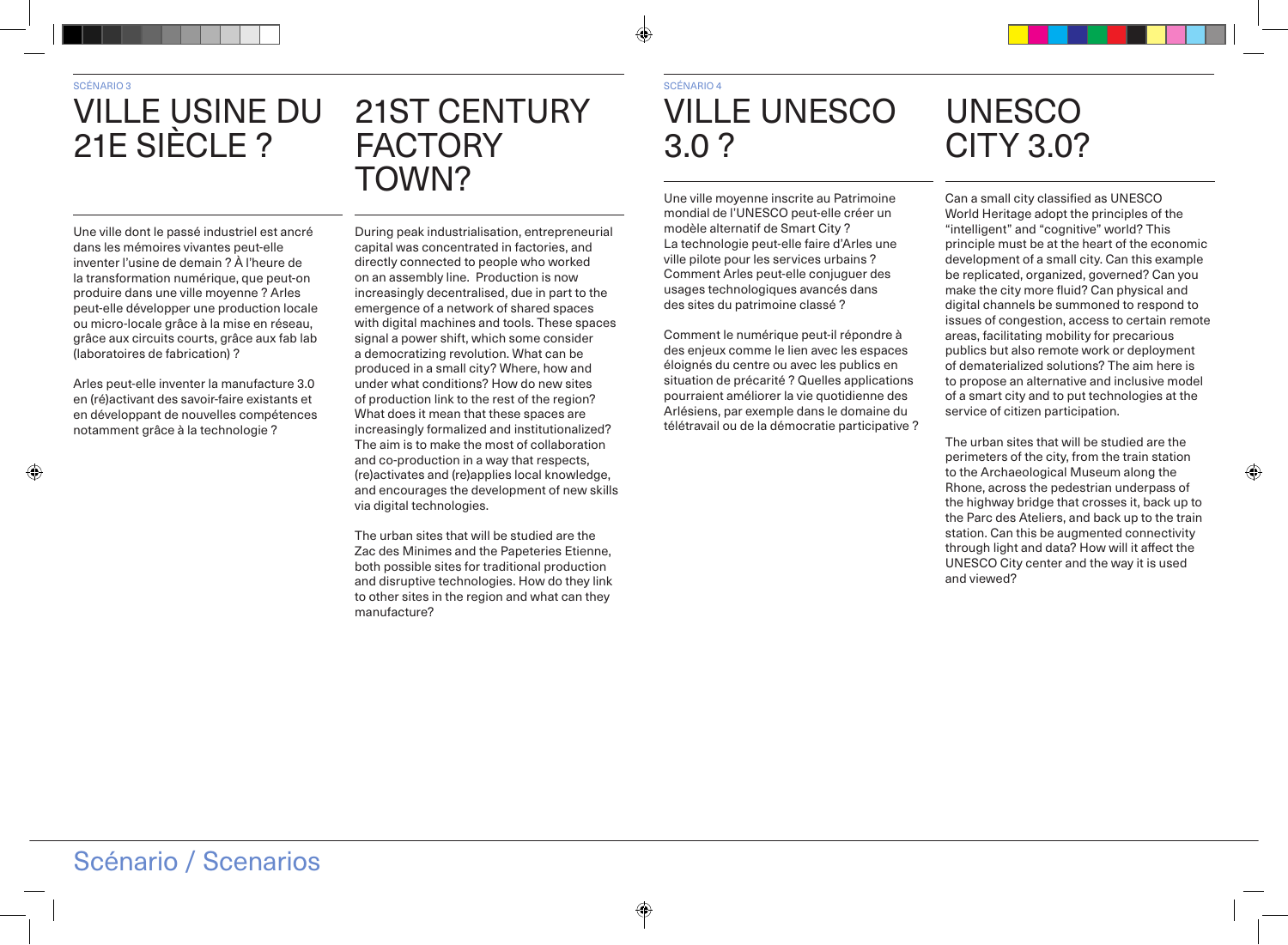SCÉNARIO 3

# VILLE USINE DU 21E SIÈCLE ?

Une ville dont le passé industriel est ancré dans les mémoires vivantes peut-elle inventer l'usine de demain ? À l'heure de la transformation numérique, que peut-on produire dans une ville moyenne ? Arles peut-elle développer une production locale ou micro-locale grâce à la mise en réseau, grâce aux circuits courts, grâce aux fab lab (laboratoires de fabrication) ?

Arles peut-elle inventer la manufacture 3.0 en (ré)activant des savoir-faire existants et en développant de nouvelles compétences notamment grâce à la technologie ?

# 21ST CENTURY FACTORY TOWN?

During peak industrialisation, entrepreneurial capital was concentrated in factories, and directly connected to people who worked on an assembly line. Production is now increasingly decentralised, due in part to the emergence of a network of shared spaces with digital machines and tools. These spaces signal a power shift, which some consider a democratizing revolution. What can be produced in a small city? Where, how and under what conditions? How do new sites of production link to the rest of the region? What does it mean that these spaces are increasingly formalized and institutionalized? The aim is to make the most of collaboration and co-production in a way that respects, (re)activates and (re)applies local knowledge, and encourages the development of new skills via digital technologies.

The urban sites that will be studied are the Zac des Minimes and the Papeteries Etienne, both possible sites for traditional production and disruptive technologies. How do they link to other sites in the region and what can they manufacture?

SCÉNARIO 4

# VILLE UNESCO 3.0 ?

Une ville moyenne inscrite au Patrimoine mondial de l'UNESCO peut-elle créer un modèle alternatif de Smart City ?
La technologie peut-elle faire d'Arles une ville pilote pour les services urbains ?
Comment Arles peut-elle conjuguer des usages technologiques avancés dans des sites du patrimoine classé ?

Comment le numérique peut-il répondre à des enjeux comme le lien avec les espaces éloignés du centre ou avec les publics en situation de précarité ? Quelles applications pourraient améliorer la vie quotidienne des Arlésiens, par exemple dans le domaine du télétravail ou de la démocratie participative ?

# UNESCO CITY 3.0?

Can a small city classified as UNESCO World Heritage adopt the principles of the "intelligent" and "cognitive" world? This principle must be at the heart of the economic development of a small city. Can this example be replicated, organized, governed? Can you make the city more fluid? Can physical and digital channels be summoned to respond to issues of congestion, access to certain remote areas, facilitating mobility for precarious publics but also remote work or deployment of dematerialized solutions? The aim here is to propose an alternative and inclusive model of a smart city and to put technologies at the service of citizen participation.

The urban sites that will be studied are the perimeters of the city, from the train station to the Archaeological Museum along the Rhone, across the pedestrian underpass of the highway bridge that crosses it, back up to the Parc des Ateliers, and back up to the train station. Can this be augmented connectivity through light and data? How will it affect the UNESCO City center and the way it is used and viewed?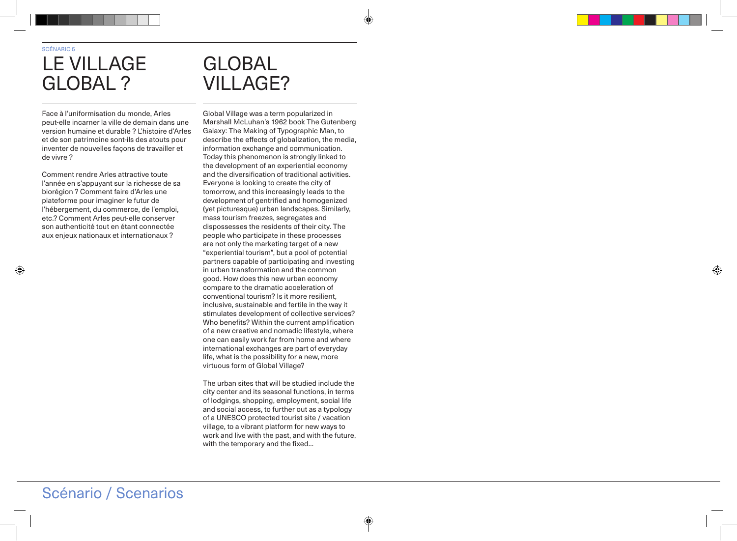SCÉNARIO 5

# LE VILLAGE GLOBAL ?

Face à l'uniformisation du monde, Arles peut-elle incarner la ville de demain dans une version humaine et durable ? L'histoire d'Arles et de son patrimoine sont-ils des atouts pour inventer de nouvelles façons de travailler et de vivre ?

Comment rendre Arles attractive toute l'année en s'appuyant sur la richesse de sa biorégion ? Comment faire d'Arles une plateforme pour imaginer le futur de l'hébergement, du commerce, de l'emploi, etc.? Comment Arles peut-elle conserver son authenticité tout en étant connectée aux enjeux nationaux et internationaux ?

# GLOBAL VILLAGE?

Global Village was a term popularized in Marshall McLuhan's 1962 book The Gutenberg Galaxy: The Making of Typographic Man, to describe the effects of globalization, the media, information exchange and communication. Today this phenomenon is strongly linked to the development of an experiential economy and the diversification of traditional activities. Everyone is looking to create the city of tomorrow, and this increasingly leads to the development of gentrified and homogenized (yet picturesque) urban landscapes. Similarly, mass tourism freezes, segregates and dispossesses the residents of their city. The people who participate in these processes are not only the marketing target of a new "experiential tourism", but a pool of potential partners capable of participating and investing in urban transformation and the common good. How does this new urban economy compare to the dramatic acceleration of conventional tourism? Is it more resilient, inclusive, sustainable and fertile in the way it stimulates development of collective services? Who benefits? Within the current amplification of a new creative and nomadic lifestyle, where one can easily work far from home and where international exchanges are part of everyday life, what is the possibility for a new, more virtuous form of Global Village?

The urban sites that will be studied include the city center and its seasonal functions, in terms of lodgings, shopping, employment, social life and social access, to further out as a typology of a UNESCO protected tourist site / vacation village, to a vibrant platform for new ways to work and live with the past, and with the future, with the temporary and the fixed...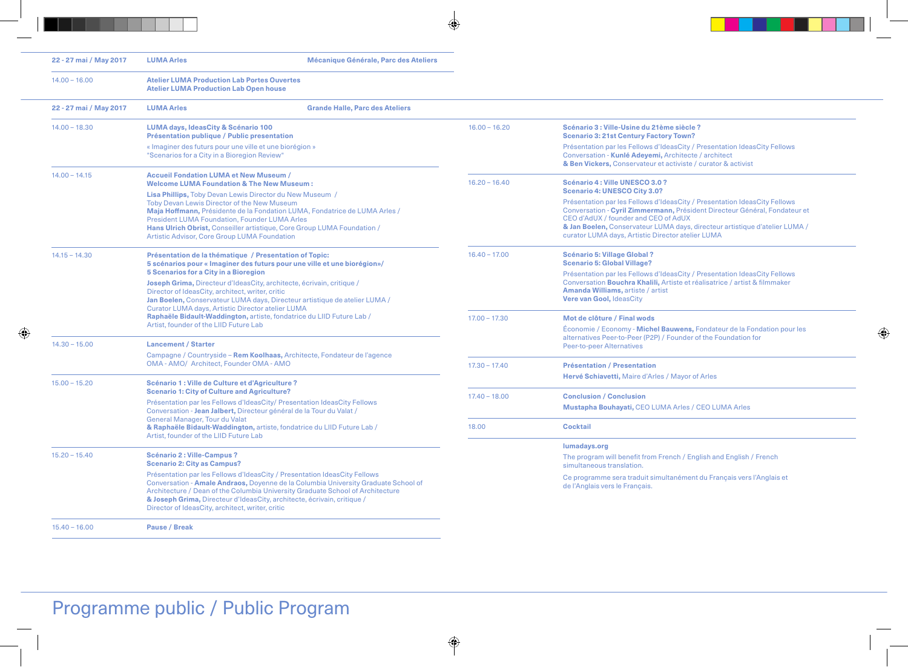# Programme public / Public Program

| 22 - 27 mai / May 2017 | LUMA Arles | Mécanique Générale, Parc des Ateliers |
|---|---|---|
| 14.00 – 16.00 | **Atelier LUMA Production Lab Portes Ouvertes**<br>**Atelier LUMA Production Lab Open house** | |

| 22 - 27 mai / May 2017 | LUMA Arles | Grande Halle, Parc des Ateliers |
|---|---|---|

**14.00 – 18.30**
**LUMA days, IdeasCity & Scénario 100**
**Présentation publique / Public presentation**
« Imaginer des futurs pour une ville et une biorégion »
"Scenarios for a City in a Bioregion Review"

**14.00 – 14.15**
**Accueil Fondation LUMA et New Museum / Welcome LUMA Foundation & The New Museum :**
**Lisa Phillips,** Toby Devan Lewis Director du New Museum / Toby Devan Lewis Director of the New Museum
**Maja Hoffmann,** Présidente de la Fondation LUMA, Fondatrice de LUMA Arles / President LUMA Foundation, Founder LUMA Arles
**Hans Ulrich Obrist,** Conseiller artistique, Core Group LUMA Foundation / Artistic Advisor, Core Group LUMA Foundation

**14.15 – 14.30**
**Présentation de la thématique / Presentation of Topic:**
**5 scénarios pour « Imaginer des futurs pour une ville et une biorégion»/**
**5 Scenarios for a City in a Bioregion**
**Joseph Grima,** Directeur d'IdeasCity, architecte, écrivain, critique / Director of IdeasCity, architect, writer, critic
**Jan Boelen,** Conservateur LUMA days, Directeur artistique de atelier LUMA / Curator LUMA days, Artistic Director atelier LUMA
**Raphaële Bidault-Waddington,** artiste, fondatrice du LIID Future Lab / Artist, founder of the LIID Future Lab

**14.30 – 15.00**
**Lancement / Starter**
Campagne / Countryside – **Rem Koolhaas,** Architecte, Fondateur de l'agence OMA - AMO/ Architect, Founder OMA - AMO

**15.00 – 15.20**
**Scénario 1 : Ville de Culture et d'Agriculture ?**
**Scenario 1: City of Culture and Agriculture?**
Présentation par les Fellows d'IdeasCity/ Presentation IdeasCity Fellows
Conversation - **Jean Jalbert,** Directeur général de la Tour du Valat / General Manager, Tour du Valat
**& Raphaële Bidault-Waddington,** artiste, fondatrice du LIID Future Lab / Artist, founder of the LIID Future Lab

**15.20 – 15.40**
**Scénario 2 : Ville-Campus ?**
**Scenario 2: City as Campus?**
Présentation par les Fellows d'IdeasCity / Presentation IdeasCity Fellows
Conversation - **Amale Andraos,** Doyenne de la Columbia University Graduate School of Architecture / Dean of the Columbia University Graduate School of Architecture
**& Joseph Grima,** Directeur d'IdeasCity, architecte, écrivain, critique / Director of IdeasCity, architect, writer, critic

**15.40 – 16.00**
**Pause / Break**

**16.00 – 16.20**
**Scénario 3 : Ville-Usine du 21ème siècle ?**
**Scenario 3: 21st Century Factory Town?**
Présentation par les Fellows d'IdeasCity / Presentation IdeasCity Fellows
Conversation - **Kunlé Adeyemi,** Architecte / architect
**& Ben Vickers,** Conservateur et activiste / curator & activist

**16.20 – 16.40**
**Scénario 4 : Ville UNESCO 3.0 ?**
**Scenario 4: UNESCO City 3.0?**
Présentation par les Fellows d'IdeasCity / Presentation IdeasCity Fellows
Conversation - **Cyril Zimmermann,** Président Directeur Général, Fondateur et CEO d'AdUX / founder and CEO of AdUX
**& Jan Boelen,** Conservateur LUMA days, directeur artistique d'atelier LUMA / curator LUMA days, Artistic Director atelier LUMA

**16.40 – 17.00**
**Scénario 5: Village Global ?**
**Scenario 5: Global Village?**
Présentation par les Fellows d'IdeasCity / Presentation IdeasCity Fellows
Conversation **Bouchra Khalili,** Artiste et réalisatrice / artist & filmmaker
**Amanda Williams,** artiste / artist
**Vere van Gool,** IdeasCity

**17.00 – 17.30**
**Mot de clôture / Final wods**
Économie / Economy - **Michel Bauwens,** Fondateur de la Fondation pour les alternatives Peer-to-Peer (P2P) / Founder of the Foundation for Peer-to-peer Alternatives

**17.30 – 17.40**
**Présentation / Presentation**
**Hervé Schiavetti,** Maire d'Arles / Mayor of Arles

**17.40 – 18.00**
**Conclusion / Conclusion**
**Mustapha Bouhayati,** CEO LUMA Arles / CEO LUMA Arles

**18.00**
**Cocktail**

**lumadays.org**

The program will benefit from French / English and English / French simultaneous translation.

Ce programme sera traduit simultanément du Français vers l'Anglais et de l'Anglais vers le Français.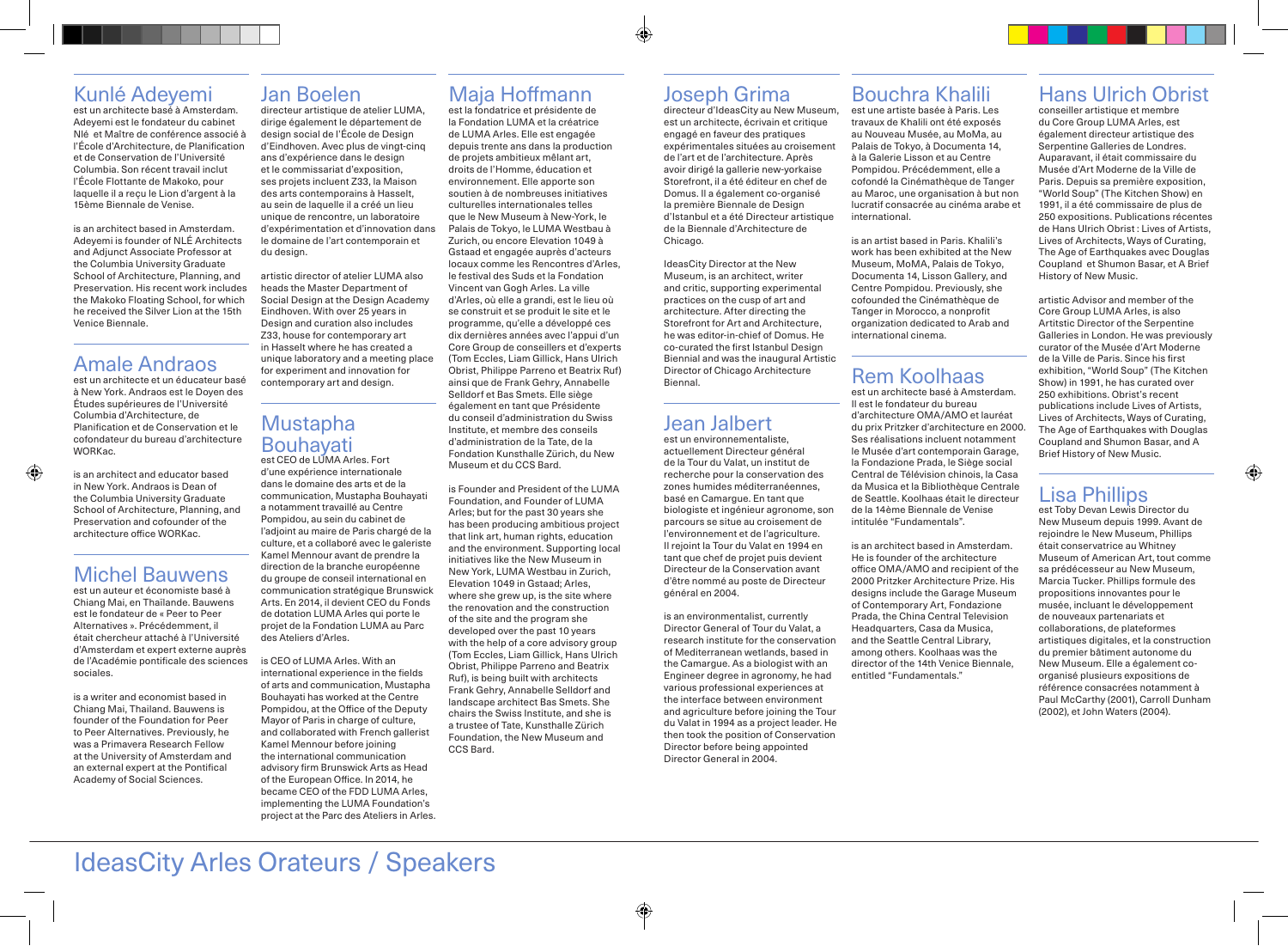# IdeasCity Arles Orateurs / Speakers

## Kunlé Adeyemi

est un architecte basé à Amsterdam. Adeyemi est le fondateur du cabinet NlÉ et Maître de conférence associé à l'École d'Architecture, de Planification et de Conservation de l'Université Columbia. Son récent travail inclut l'École Flottante de Makoko, pour laquelle il a reçu le Lion d'argent à la 15ème Biennale de Venise.

is an architect based in Amsterdam. Adeyemi is founder of NLÉ Architects and Adjunct Associate Professor at the Columbia University Graduate School of Architecture, Planning, and Preservation. His recent work includes the Makoko Floating School, for which he received the Silver Lion at the 15th Venice Biennale.

## Amale Andraos

est un architecte et un éducateur basé à New York. Andraos est le Doyen des Études supérieures de l'Université Columbia d'Architecture, de Planification et de Conservation et le cofondateur du bureau d'architecture WORKac.

is an architect and educator based in New York. Andraos is Dean of the Columbia University Graduate School of Architecture, Planning, and Preservation and cofounder of the architecture office WORKac.

## Michel Bauwens

est un auteur et économiste basé à Chiang Mai, en Thaïlande. Bauwens est le fondateur de « Peer to Peer Alternatives ». Précédemment, il était chercheur attaché à l'Université d'Amsterdam et expert externe auprès de l'Académie pontificale des sciences sociales.

is a writer and economist based in Chiang Mai, Thailand. Bauwens is founder of the Foundation for Peer to Peer Alternatives. Previously, he was a Primavera Research Fellow at the University of Amsterdam and an external expert at the Pontifical Academy of Social Sciences.

## Jan Boelen

directeur artistique de atelier LUMA, dirige également le département de design social de l'École de Design d'Eindhoven. Avec plus de vingt-cinq ans d'expérience dans le design et le commissariat d'exposition, ses projets incluent Z33, la Maison des arts contemporains à Hasselt, au sein de laquelle il a créé un lieu unique de rencontre, un laboratoire d'expérimentation et d'innovation dans le domaine de l'art contemporain et du design.

artistic director of atelier LUMA also heads the Master Department of Social Design at the Design Academy Eindhoven. With over 25 years in Design and curation also includes Z33, house for contemporary art in Hasselt where he has created a unique laboratory and a meeting place for experiment and innovation for contemporary art and design.

## Mustapha Bouhayati

est CEO de LUMA Arles. Fort d'une expérience internationale dans le domaine des arts et de la communication, Mustapha Bouhayati a notamment travaillé au Centre Pompidou, au sein du cabinet de l'adjoint au maire de Paris chargé de la culture, et a collaboré avec le galeriste Kamel Mennour avant de prendre la direction de la branche européenne du groupe de conseil international en communication stratégique Brunswick Arts. En 2014, il devient CEO du Fonds de dotation LUMA Arles qui porte le projet de la Fondation LUMA au Parc des Ateliers d'Arles.

is CEO of LUMA Arles. With an international experience in the fields of arts and communication, Mustapha Bouhayati has worked at the Centre Pompidou, at the Office of the Deputy Mayor of Paris in charge of culture, and collaborated with French gallerist Kamel Mennour before joining the international communication advisory firm Brunswick Arts as Head of the European Office. In 2014, he became CEO of the FDD LUMA Arles, implementing the LUMA Foundation's project at the Parc des Ateliers in Arles.

## Maja Hoffmann

est la fondatrice et présidente de la Fondation LUMA et la créatrice de LUMA Arles. Elle est engagée depuis trente ans dans la production de projets ambitieux mêlant art, droits de l'Homme, éducation et environnement. Elle apporte son soutien à de nombreuses initiatives culturelles internationales telles que le New Museum à New-York, le Palais de Tokyo, le LUMA Westbau à Zurich, ou encore Elevation 1049 à Gstaad et engagée auprès d'acteurs locaux comme les Rencontres d'Arles, le festival des Suds et la Fondation Vincent van Gogh Arles. La ville d'Arles, où elle a grandi, est le lieu où se construit et se produit le site et le programme, qu'elle a développé ces dix dernières années avec l'appui d'un Core Group de conseillers et d'experts (Tom Eccles, Liam Gillick, Hans Ulrich Obrist, Philippe Parreno et Beatrix Ruf) ainsi que de Frank Gehry, Annabelle Selldorf et Bas Smets. Elle siège également en tant que Présidente du conseil d'administration du Swiss Institute, et membre des conseils d'administration de la Tate, de la Fondation Kunsthalle Zürich, du New Museum et du CCS Bard.

is Founder and President of the LUMA Foundation, and Founder of LUMA Arles; but for the past 30 years she has been producing ambitious project that link art, human rights, education and the environment. Supporting local initiatives like the New Museum in New York, LUMA Westbau in Zurich, Elevation 1049 in Gstaad; Arles, where she grew up, is the site where the renovation and the construction of the site and the program she developed over the past 10 years with the help of a core advisory group (Tom Eccles, Liam Gillick, Hans Ulrich Obrist, Philippe Parreno and Beatrix Ruf), is being built with architects Frank Gehry, Annabelle Selldorf and landscape architect Bas Smets. She chairs the Swiss Institute, and she is a trustee of Tate, Kunsthalle Zürich Foundation, the New Museum and CCS Bard.

## Joseph Grima

directeur d'IdeasCity au New Museum, est un architecte, écrivain et critique engagé en faveur des pratiques expérimentales situées au croisement de l'art et de l'architecture. Après avoir dirigé la gallerie new-yorkaise Storefront, il a été éditeur en chef de Domus. Il a également co-organisé la première Biennale de Design d'Istanbul et a été Directeur artistique de la Biennale d'Architecture de Chicago.

IdeasCity Director at the New Museum, is an architect, writer and critic, supporting experimental practices on the cusp of art and architecture. After directing the Storefront for Art and Architecture, he was editor-in-chief of Domus. He co-curated the first Istanbul Design Biennial and was the inaugural Artistic Director of Chicago Architecture Biennal.

## Jean Jalbert

est un environnementaliste, actuellement Directeur général de la Tour du Valat, un institut de recherche pour la conservation des zones humides méditerranéennes, basé en Camargue. En tant que biologiste et ingénieur agronome, son parcours se situe au croisement de l'environnement et de l'agriculture. Il rejoint la Tour du Valat en 1994 en tant que chef de projet puis devient Directeur de la Conservation avant d'être nommé au poste de Directeur général en 2004.

is an environmentalist, currently Director General of Tour du Valat, a research institute for the conservation of Mediterranean wetlands, based in the Camargue. As a biologist with an Engineer degree in agronomy, he had various professional experiences at the interface between environment and agriculture before joining the Tour du Valat in 1994 as a project leader. He then took the position of Conservation Director before being appointed Director General in 2004.

## Bouchra Khalili

est une artiste basée à Paris. Les travaux de Khalili ont été exposés au Nouveau Musée, au MoMa, au Palais de Tokyo, à Documenta 14, à la Galerie Lisson et au Centre Pompidou. Précédemment, elle a cofondé la Cinémathèque de Tanger au Maroc, une organisation à but non lucratif consacrée au cinéma arabe et international.

is an artist based in Paris. Khalili's work has been exhibited at the New Museum, MoMA, Palais de Tokyo, Documenta 14, Lisson Gallery, and Centre Pompidou. Previously, she cofounded the Cinémathèque de Tanger in Morocco, a nonprofit organization dedicated to Arab and international cinema.

## Rem Koolhaas

est un architecte basé à Amsterdam. Il est le fondateur du bureau d'architecture OMA/AMO et lauréat du prix Pritzker d'architecture en 2000. Ses réalisations incluent notamment le Musée d'art contemporain Garage, la Fondazione Prada, le Siège social Central de Télévision chinois, la Casa da Musica et la Bibliothèque Centrale de Seattle. Koolhaas était le directeur de la 14ème Biennale de Venise intitulée "Fundamentals".

is an architect based in Amsterdam. He is founder of the architecture office OMA/AMO and recipient of the 2000 Pritzker Architecture Prize. His designs include the Garage Museum of Contemporary Art, Fondazione Prada, the China Central Television Headquarters, Casa da Musica, and the Seattle Central Library, among others. Koolhaas was the director of the 14th Venice Biennale, entitled "Fundamentals."

## Hans Ulrich Obrist

conseiller artistique et membre du Core Group LUMA Arles, est également directeur artistique des Serpentine Galleries de Londres. Auparavant, il était commissaire du Musée d'Art Moderne de la Ville de Paris. Depuis sa première exposition, "World Soup" (The Kitchen Show) en 1991, il a été commissaire de plus de 250 expositions. Publications récentes de Hans Ulrich Obrist : Lives of Artists, Lives of Architects, Ways of Curating, The Age of Earthquakes avec Douglas Coupland et Shumon Basar, et A Brief History of New Music.

artistic Advisor and member of the Core Group LUMA Arles, is also Artitstic Director of the Serpentine Galleries in London. He was previously curator of the Musée d'Art Moderne de la Ville de Paris. Since his first exhibition, "World Soup" (The Kitchen Show) in 1991, he has curated over 250 exhibitions. Obrist's recent publications include Lives of Artists, Lives of Architects, Ways of Curating, The Age of Earthquakes with Douglas Coupland and Shumon Basar, and A Brief History of New Music.

## Lisa Phillips

est Toby Devan Lewis Director du New Museum depuis 1999. Avant de rejoindre le New Museum, Phillips était conservatrice au Whitney Museum of American Art, tout comme sa prédécesseur au New Museum, Marcia Tucker. Phillips formule des propositions innovantes pour le musée, incluant le développement de nouveaux partenariats et collaborations, de plateformes artistiques digitales, et la construction du premier bâtiment autonome du New Museum. Elle a également co-organisé plusieurs expositions de référence consacrées notamment à Paul McCarthy (2001), Carroll Dunham (2002), et John Waters (2004).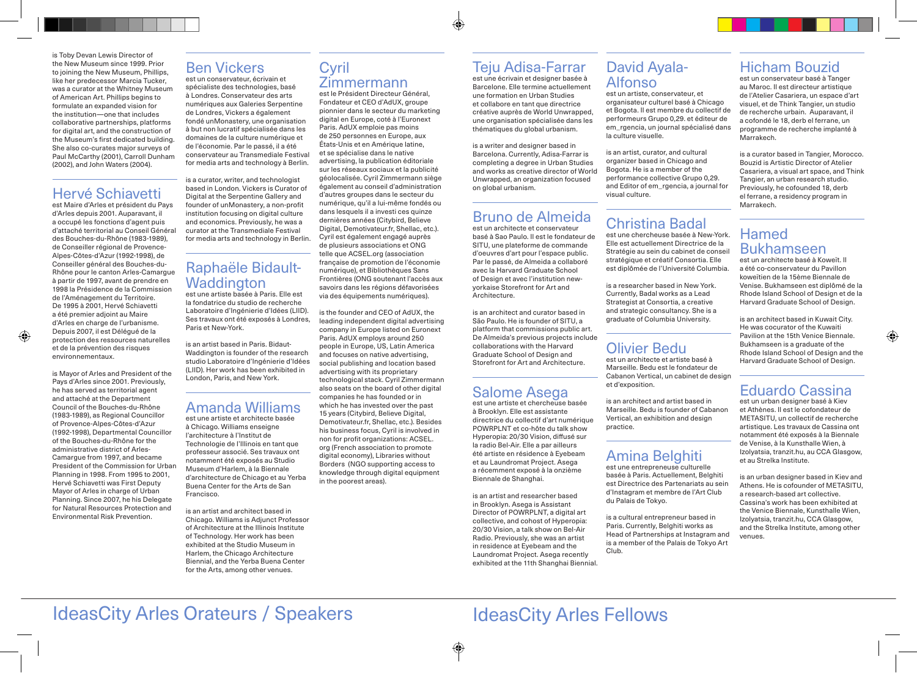is Toby Devan Lewis Director of the New Museum since 1999. Prior to joining the New Museum, Phillips, like her predecessor Marcia Tucker, was a curator at the Whitney Museum of American Art. Phillips begins to formulate an expanded vision for the institution—one that includes collaborative partnerships, platforms for digital art, and the construction of the Museum's first dedicated building. She also co-curates major surveys of Paul McCarthy (2001), Carroll Dunham (2002), and John Waters (2004).

## Hervé Schiavetti

est Maire d'Arles et président du Pays d'Arles depuis 2001. Auparavant, il a occupé les fonctions d'agent puis d'attaché territorial au Conseil Général des Bouches-du-Rhône (1983-1989), de Conseiller régional de Provence-Alpes-Côtes-d'Azur (1992-1998), de Conseiller général des Bouches-du-Rhône pour le canton Arles-Camargue à partir de 1997, avant de prendre en 1998 la Présidence de la Commission de l'Aménagement du Territoire. De 1995 à 2001, Hervé Schiavetti a été premier adjoint au Maire d'Arles en charge de l'urbanisme. Depuis 2007, il est Délégué de la protection des ressources naturelles et de la prévention des risques environnementaux.

is Mayor of Arles and President of the Pays d'Arles since 2001. Previously, he has served as territorial agent and attaché in the Department Council of the Bouches-du-Rhône (1983-1989), as Regional Councillor of Provence-Alpes-Côtes-d'Azur (1992-1998), Departmental Councillor of the Bouches-du-Rhône for the administrative district of Arles-Camargue from 1997, and became President of the Commission for Urban Planning in 1998. From 1995 to 2001, Hervé Schiavetti was First Deputy Mayor of Arles in charge of Urban Planning. Since 2007, he his Delegate for Natural Resources Protection and Environmental Risk Prevention.

## Ben Vickers

est un conservateur, écrivain et spécialiste des technologies, basé à Londres. Conservateur des arts numériques aux Galeries Serpentine de Londres, Vickers a également fondé unMonastery, une organisation à but non lucratif spécialisée dans les domaines de la culture numérique et de l'économie. Par le passé, il a été conservateur au Transmediale Festival for media arts and technology à Berlin.

is a curator, writer, and technologist based in London. Vickers is Curator of Digital at the Serpentine Gallery and founder of unMonastery, a non-profit institution focusing on digital culture and economics. Previously, he was a curator at the Transmediale Festival for media arts and technology in Berlin.

## Raphaële Bidault-Waddington

est une artiste basée à Paris. Elle est la fondatrice du studio de recherche Laboratoire d'Ingénierie d'Idées (LIID). Ses travaux ont été exposés à Londres, Paris et New-York.

is an artist based in Paris. Bidault-Waddington is founder of the research studio Laboratoire d'Ingénierie d'Idées (LIID). Her work has been exhibited in London, Paris, and New York.

## Amanda Williams

est une artiste et architecte basée à Chicago. Williams enseigne l'architecture à l'Institut de Technologie de l'Illinois en tant que professeur associé. Ses travaux ont notamment été exposés au Studio Museum d'Harlem, à la Biennale d'architecture de Chicago et au Yerba Buena Center for the Arts de San Francisco.

is an artist and architect based in Chicago. Williams is Adjunct Professor of Architecture at the Illinois Institute of Technology. Her work has been exhibited at the Studio Museum in Harlem, the Chicago Architecture Biennial, and the Yerba Buena Center for the Arts, among other venues.

## Cyril Zimmermann

est le Président Directeur Général, Fondateur et CEO d'AdUX, groupe pionnier dans le secteur du marketing digital en Europe, coté à l'Euronext Paris. AdUX emploie pas moins de 250 personnes en Europe, aux États-Unis et en Amérique latine, et se spécialise dans le native advertising, la publication éditoriale sur les réseaux sociaux et la publicité géolocalisée. Cyril Zimmermann siège également au conseil d'administration d'autres groupes dans le secteur du numérique, qu'il a lui-même fondés ou dans lesquels il a investi ces quinze dernières années (Citybird, Believe Digital, Demotivateur.fr, Shellac, etc.). Cyril est également engagé auprès de plusieurs associations et ONG telle que ACSEL.org (association française de promotion de l'économie numérique), et Bibliothèques Sans Frontières (ONG soutenant l'accès aux savoirs dans les régions défavorisées via des équipements numériques).

is the founder and CEO of AdUX, the leading independent digital advertising company in Europe listed on Euronext Paris. AdUX employs around 250 people in Europe, US, Latin America and focuses on native advertising, social publishing and location based advertising with its proprietary technological stack. Cyril Zimmermann also seats on the board of other digital companies he has founded or in which he has invested over the past 15 years (Citybird, Believe Digital, Demotivateur.fr, Shellac, etc.). Besides his business focus, Cyril is involved in non for profit organizations: ACSEL.org (French association to promote digital economy), Libraries without Borders (NGO supporting access to knowledge through digital equipment in the poorest areas).

# IdeasCity Arles Orateurs / Speakers

## Teju Adisa-Farrar

est une écrivain et designer basée à Barcelone. Elle termine actuellement une formation en Urban Studies et collabore en tant que directrice créative auprès de World Unwrapped, une organisation spécialisée dans les thématiques du global urbanism.

is a writer and designer based in Barcelona. Currently, Adisa-Farrar is completing a degree in Urban Studies and works as creative director of World Unwrapped, an organization focused on global urbanism.

## Bruno de Almeida

est un architecte et conservateur basé à Sao Paulo. Il est le fondateur de SITU, une plateforme de commande d'oeuvres d'art pour l'espace public. Par le passé, de Almeida a collaboré avec la Harvard Graduate School of Design et avec l'institution new-yorkaise Storefront for Art and Architecture.

is an architect and curator based in São Paulo. He is founder of SITU, a platform that commissions public art. De Almeida's previous projects include collaborations with the Harvard Graduate School of Design and Storefront for Art and Architecture.

## Salome Asega

est une artiste et chercheuse basée à Brooklyn. Elle est assistante directrice du collectif d'art numérique POWRPLNT et co-hôte du talk show Hyperopia: 20/30 Vision, diffusé sur la radio Bel-Air. Elle a par ailleurs été artiste en résidence à Eyebeam et au Laundromat Project. Asega a récemment exposé à la onzième Biennale de Shanghai.

is an artist and researcher based in Brooklyn. Asega is Assistant Director of POWRPLNT, a digital art collective, and cohost of a talk show Hyperopia: 20/30 Vision, a talk show on Bel-Air Radio. Previously, she was an artist in residence at Eyebeam and the Laundromat Project. Asega recently exhibited at the 11th Shanghai Biennial.

## David Ayala-Alfonso

est un artiste, conservateur, et organisateur culturel basé à Chicago et Bogota. Il est membre du collectif de performeurs Grupo 0,29. et éditeur de em_rgencia, un journal spécialisé dans la culture visuelle.

is an artist, curator, and cultural organizer based in Chicago and Bogota. He is a member of the performance collective Grupo 0,29. and Editor of em_rgencia, a journal for visual culture.

## Christina Badal

est une chercheuse basée à New-York. Elle est actuellement Directrice de la Stratégie au sein du cabinet de conseil stratégique et créatif Consortia. Elle est diplômée de l'Université Columbia.

is a researcher based in New York. Currently, Badal works as a Lead Strategist at Consortia, a creative and strategic consultancy. She is a graduate of Columbia University.

## Olivier Bedu

est un architecte et artiste basé à Marseille. Bedu est le fondateur de Cabanon Vertical, un cabinet de design et d'exposition.

is an architect and artist based in Marseille. Bedu is founder of Cabanon Vertical, an exhibition and design practice.

## Amina Belghiti

est une entrepreneuse culturelle basée à Paris. Actuellement, Belghiti est Directrice des Partenariats au sein d'Instagram et membre de l'Art Club du Palais de Tokyo.

is a cultural entrepreneur based in Paris. Currently, Belghiti works as Head of Partnerships at Instagram and is a member of the Palais de Tokyo Art Club.

## Hicham Bouzid

est un conservateur basé à Tanger au Maroc. Il est directeur artistique de l'Atelier Casariera, un espace d'art visuel, et de Think Tangier, un studio de recherche urbain. Auparavant, il a cofondé le 18, derb el ferrane, un programme de recherche implanté à Marrakech.

is a curator based in Tangier, Morocco. Bouzid is Artistic Director of Atelier Casariera, a visual art space, and Think Tangier, an urban research studio. Previously, he cofounded 18, derb el ferrane, a residency program in Marrakech.

## Hamed Bukhamseen

est un architecte basé à Koweït. Il a été co-conservateur du Pavillon koweïtien de la 15ème Biennale de Venise. Bukhamseen est diplômé de la Rhode Island School of Design et de la Harvard Graduate School of Design.

is an architect based in Kuwait City. He was cocurator of the Kuwaiti Pavilion at the 15th Venice Biennale. Bukhamseen is a graduate of the Rhode Island School of Design and the Harvard Graduate School of Design.

## Eduardo Cassina

est un urban designer basé à Kiev et Athènes. Il est le cofondateur de METASITU, un collectif de recherche artistique. Les travaux de Cassina ont notamment été exposés à la Biennale de Venise, à la Kunsthalle Wien, à Izolyatsia, tranzit.hu, au CCA Glasgow, et au Strelka Institute.

is an urban designer based in Kiev and Athens. He is cofounder of METASITU, a research-based art collective. Cassina's work has been exhibited at the Venice Biennale, Kunsthalle Wien, Izolyatsia, tranzit.hu, CCA Glasgow, and the Strelka Institute, among other venues.

# IdeasCity Arles Fellows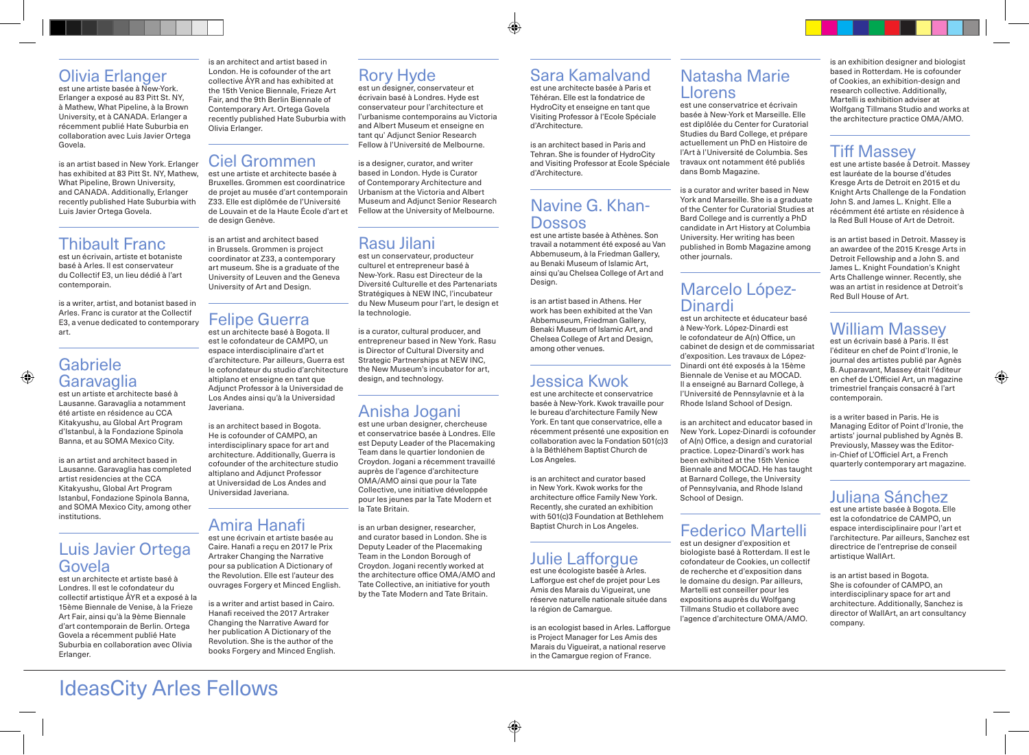# IdeasCity Arles Fellows

## Olivia Erlanger

est une artiste basée à New-York. Erlanger a exposé au 83 Pitt St. NY, à Mathew, What Pipeline, à la Brown University, et à CANADA. Erlanger a récemment publié Hate Suburbia en collaboration avec Luis Javier Ortega Govela.

is an artist based in New York. Erlanger has exhibited at 83 Pitt St. NY, Mathew, What Pipeline, Brown University, and CANADA. Additionally, Erlanger recently published Hate Suburbia with Luis Javier Ortega Govela.

## Thibault Franc

est un écrivain, artiste et botaniste basé à Arles. Il est conservateur du Collectif E3, un lieu dédié à l'art contemporain.

is a writer, artist, and botanist based in Arles. Franc is curator at the Collectif E3, a venue dedicated to contemporary art.

## Gabriele Garavaglia

est un artiste et architecte basé à Lausanne. Garavaglia a notamment été artiste en résidence au CCA Kitakyushu, au Global Art Program d'Istanbul, à la Fondazione Spinola Banna, et au SOMA Mexico City.

is an artist and architect based in Lausanne. Garavaglia has completed artist residencies at the CCA Kitakyushu, Global Art Program Istanbul, Fondazione Spinola Banna, and SOMA Mexico City, among other institutions.

## Luis Javier Ortega Govela

est un architecte et artiste basé à Londres. Il est le cofondateur du collectif artistique ÅYR et a exposé à la 15ème Biennale de Venise, à la Frieze Art Fair, ainsi qu'à la 9ème Biennale d'art contemporain de Berlin. Ortega Govela a récemment publié Hate Suburbia en collaboration avec Olivia Erlanger.

is an architect and artist based in London. He is cofounder of the art collective ÅYR and has exhibited at the 15th Venice Biennale, Frieze Art Fair, and the 9th Berlin Biennale of Contemporary Art. Ortega Govela recently published Hate Suburbia with Olivia Erlanger.

## Ciel Grommen

est une artiste et architecte basée à Bruxelles. Grommen est coordinatrice de projet au musée d'art contemporain Z33. Elle est diplômée de l'Université de Louvain et de la Haute École d'art et de design Genève.

is an artist and architect based in Brussels. Grommen is project coordinator at Z33, a contemporary art museum. She is a graduate of the University of Leuven and the Geneva University of Art and Design.

## Felipe Guerra

est un architecte basé à Bogota. Il est le cofondateur de CAMPO, un espace interdisciplinaire d'art et d'architecture. Par ailleurs, Guerra est le cofondateur du studio d'architecture altiplano et enseigne en tant que Adjunct Professor à la Universidad de Los Andes ainsi qu'à la Universidad Javeriana.

is an architect based in Bogota. He is cofounder of CAMPO, an interdisciplinary space for art and architecture. Additionally, Guerra is cofounder of the architecture studio altiplano and Adjunct Professor at Universidad de Los Andes and Universidad Javeriana.

## Amira Hanafi

est une écrivain et artiste basée au Caire. Hanafi a reçu en 2017 le Prix Artraker Changing the Narrative pour sa publication A Dictionary of the Revolution. Elle est l'auteur des ouvrages Forgery et Minced English.

is a writer and artist based in Cairo. Hanafi received the 2017 Artraker Changing the Narrative Award for her publication A Dictionary of the Revolution. She is the author of the books Forgery and Minced English.

## Rory Hyde

est un designer, conservateur et écrivain basé à Londres. Hyde est conservateur pour l'architecture et l'urbanisme contemporains au Victoria and Albert Museum et enseigne en tant qu' Adjunct Senior Research Fellow à l'Université de Melbourne.

is a designer, curator, and writer based in London. Hyde is Curator of Contemporary Architecture and Urbanism at the Victoria and Albert Museum and Adjunct Senior Research Fellow at the University of Melbourne.

## Rasu Jilani

est un conservateur, producteur culturel et entrepreneur basé à New-York. Rasu est Directeur de la Diversité Culturelle et des Partenariats Stratégiques à NEW INC, l'incubateur du New Museum pour l'art, le design et la technologie.

is a curator, cultural producer, and entrepreneur based in New York. Rasu is Director of Cultural Diversity and Strategic Partnerships at NEW INC, the New Museum's incubator for art, design, and technology.

## Anisha Jogani

est une urban designer, chercheuse et conservatrice basée à Londres. Elle est Deputy Leader of the Placemaking Team dans le quartier londonien de Croydon. Jogani a récemment travaillé auprès de l'agence d'architecture OMA/AMO ainsi que pour la Tate Collective, une initiative développée pour les jeunes par la Tate Modern et la Tate Britain.

is an urban designer, researcher, and curator based in London. She is Deputy Leader of the Placemaking Team in the London Borough of Croydon. Jogani recently worked at the architecture office OMA/AMO and Tate Collective, an initiative for youth by the Tate Modern and Tate Britain.

## Sara Kamalvand

est une architecte basée à Paris et Téhéran. Elle est la fondatrice de HydroCity et enseigne en tant que Visiting Professor à l'Ecole Spéciale d'Architecture.

is an architect based in Paris and Tehran. She is founder of HydroCity and Visiting Professor at Ecole Spéciale d'Architecture.

## Navine G. Khan-Dossos

est une artiste basée à Athènes. Son travail a notamment été exposé au Van Abbemuseum, à la Friedman Gallery, au Benaki Museum of Islamic Art, ainsi qu'au Chelsea College of Art and Design.

is an artist based in Athens. Her work has been exhibited at the Van Abbemuseum, Friedman Gallery, Benaki Museum of Islamic Art, and Chelsea College of Art and Design, among other venues.

## Jessica Kwok

est une architecte et conservatrice basée à New-York. Kwok travaille pour le bureau d'architecture Family New York. En tant que conservatrice, elle a récemment présenté une exposition en collaboration avec la Fondation 501(c)3 à la Béthléhem Baptist Church de Los Angeles.

is an architect and curator based in New York. Kwok works for the architecture office Family New York. Recently, she curated an exhibition with 501(c)3 Foundation at Bethlehem Baptist Church in Los Angeles.

## Julie Lafforgue

est une écologiste basée à Arles. Lafforgue est chef de projet pour Les Amis des Marais du Vigueirat, une réserve naturelle nationale située dans la région de Camargue.

is an ecologist based in Arles. Lafforgue is Project Manager for Les Amis des Marais du Vigueirat, a national reserve in the Camargue region of France.

## Natasha Marie Llorens

est une conservatrice et écrivain basée à New-York et Marseille. Elle est diplômée du Center for Curatorial Studies du Bard College, et prépare actuellement un PhD en Histoire de l'Art à l'Université de Columbia. Ses travaux ont notamment été publiés dans Bomb Magazine.

is a curator and writer based in New York and Marseille. She is a graduate of the Center for Curatorial Studies at Bard College and is currently a PhD candidate in Art History at Columbia University. Her writing has been published in Bomb Magazine among other journals.

## Marcelo López-Dinardi

est un architecte et éducateur basé à New-York. López-Dinardi est le cofondateur de A(n) Office, un cabinet de design et de commissariat d'exposition. Les travaux de López-Dinardi ont été exposés à la 15ème Biennale de Venise et au MOCAD. Il a enseigné au Barnard College, à l'Université de Pennsylvanie et à la Rhode Island School of Design.

is an architect and educator based in New York. Lopez-Dinardi is cofounder of A(n) Office, a design and curatorial practice. Lopez-Dinardi's work has been exhibited at the 15th Venice Biennale and MOCAD. He has taught at Barnard College, the University of Pennsylvania, and Rhode Island School of Design.

## Federico Martelli

est un designer d'exposition et biologiste basé à Rotterdam. Il est le cofondateur de Cookies, un collectif de recherche et d'exposition dans le domaine du design. Par ailleurs, Martelli est conseiller pour les expositions auprès du Wolfgang Tillmans Studio et collabore avec l'agence d'architecture OMA/AMO.

is an exhibition designer and biologist based in Rotterdam. He is cofounder of Cookies, an exhibition-design and research collective. Additionally, Martelli is exhibition adviser at Wolfgang Tillmans Studio and works at the architecture practice OMA/AMO.

## Tiff Massey

est une artiste basée à Detroit. Massey est lauréate de la bourse d'études Kresge Arts de Detroit en 2015 et du Knight Arts Challenge de la Fondation John S. and James L. Knight. Elle a récemment été artiste en résidence à la Red Bull House of Art de Detroit.

is an artist based in Detroit. Massey is an awardee of the 2015 Kresge Arts in Detroit Fellowship and a John S. and James L. Knight Foundation's Knight Arts Challenge winner. Recently, she was an artist in residence at Detroit's Red Bull House of Art.

## William Massey

est un écrivain basé à Paris. Il est l'éditeur en chef de Point d'Ironie, le journal des artistes publié par Agnès B. Auparavant, Massey était l'éditeur en chef de L'Officiel Art, un magazine trimestriel français consacré à l'art contemporain.

is a writer based in Paris. He is Managing Editor of Point d'Ironie, the artists' journal published by Agnès B. Previously, Massey was the Editor-in-Chief of L'Officiel Art, a French quarterly contemporary art magazine.

## Juliana Sánchez

est une artiste basée à Bogota. Elle est la cofondatrice de CAMPO, un espace interdisciplinaire pour l'art et l'architecture. Par ailleurs, Sanchez est directrice de l'entreprise de conseil artistique WallArt.

is an artist based in Bogota. She is cofounder of CAMPO, an interdisciplinary space for art and architecture. Additionally, Sanchez is director of WallArt, an art consultancy company.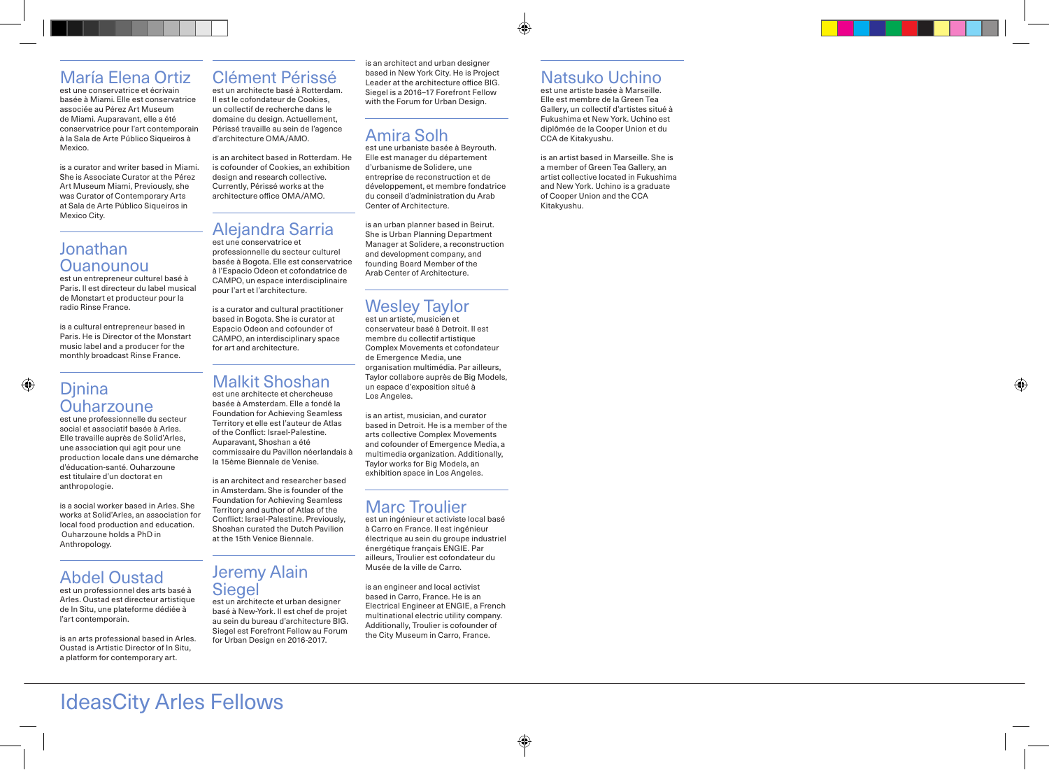# IdeasCity Arles Fellows

## María Elena Ortiz

est une conservatrice et écrivain basée à Miami. Elle est conservatrice associée au Pérez Art Museum de Miami. Auparavant, elle a été conservatrice pour l'art contemporain à la Sala de Arte Público Siqueiros à Mexico.

is a curator and writer based in Miami. She is Associate Curator at the Pérez Art Museum Miami, Previously, she was Curator of Contemporary Arts at Sala de Arte Público Siqueiros in Mexico City.

## Jonathan Ouanounou

est un entrepreneur culturel basé à Paris. Il est directeur du label musical de Monstart et producteur pour la radio Rinse France.

is a cultural entrepreneur based in Paris. He is Director of the Monstart music label and a producer for the monthly broadcast Rinse France.

## Djnina Ouharzoune

est une professionnelle du secteur social et associatif basée à Arles. Elle travaille auprès de Solid'Arles, une association qui agit pour une production locale dans une démarche d'éducation-santé. Ouharzoune est titulaire d'un doctorat en anthropologie.

is a social worker based in Arles. She works at Solid'Arles, an association for local food production and education. Ouharzoune holds a PhD in Anthropology.

## Abdel Oustad

est un professionnel des arts basé à Arles. Oustad est directeur artistique de In Situ, une plateforme dédiée à l'art contemporain.

is an arts professional based in Arles. Oustad is Artistic Director of In Situ, a platform for contemporary art.

## Clément Périssé

est un architecte basé à Rotterdam. Il est le cofondateur de Cookies, un collectif de recherche dans le domaine du design. Actuellement, Périssé travaille au sein de l'agence d'architecture OMA/AMO.

is an architect based in Rotterdam. He is cofounder of Cookies, an exhibition design and research collective. Currently, Périssé works at the architecture office OMA/AMO.

## Alejandra Sarria

est une conservatrice et professionnelle du secteur culturel basée à Bogota. Elle est conservatrice à l'Espacio Odeon et cofondatrice de CAMPO, un espace interdisciplinaire pour l'art et l'architecture.

is a curator and cultural practitioner based in Bogota. She is curator at Espacio Odeon and cofounder of CAMPO, an interdisciplinary space for art and architecture.

## Malkit Shoshan

est une architecte et chercheuse basée à Amsterdam. Elle a fondé la Foundation for Achieving Seamless Territory et elle est l'auteur de Atlas of the Conflict: Israel-Palestine. Auparavant, Shoshan a été commissaire du Pavillon néerlandais à la 15ème Biennale de Venise.

is an architect and researcher based in Amsterdam. She is founder of the Foundation for Achieving Seamless Territory and author of Atlas of the Conflict: Israel-Palestine. Previously, Shoshan curated the Dutch Pavilion at the 15th Venice Biennale.

## Jeremy Alain Siegel

est un architecte et urban designer basé à New-York. Il est chef de projet au sein du bureau d'architecture BIG. Siegel est Forefront Fellow au Forum for Urban Design en 2016-2017.

is an architect and urban designer based in New York City. He is Project Leader at the architecture office BIG. Siegel is a 2016–17 Forefront Fellow with the Forum for Urban Design.

## Amira Solh

est une urbaniste basée à Beyrouth. Elle est manager du département d'urbanisme de Solidere, une entreprise de reconstruction et de développement, et membre fondatrice du conseil d'administration du Arab Center of Architecture.

is an urban planner based in Beirut. She is Urban Planning Department Manager at Solidere, a reconstruction and development company, and founding Board Member of the Arab Center of Architecture.

## Wesley Taylor

est un artiste, musicien et conservateur basé à Detroit. Il est membre du collectif artistique Complex Movements et cofondateur de Emergence Media, une organisation multimédia. Par ailleurs, Taylor collabore auprès de Big Models, un espace d'exposition situé à Los Angeles.

is an artist, musician, and curator based in Detroit. He is a member of the arts collective Complex Movements and cofounder of Emergence Media, a multimedia organization. Additionally, Taylor works for Big Models, an exhibition space in Los Angeles.

## Marc Troulier

est un ingénieur et activiste local basé à Carro en France. Il est ingénieur électrique au sein du groupe industriel énergétique français ENGIE. Par ailleurs, Troulier est cofondateur du Musée de la ville de Carro.

is an engineer and local activist based in Carro, France. He is an Electrical Engineer at ENGIE, a French multinational electric utility company. Additionally, Troulier is cofounder of the City Museum in Carro, France.

## Natsuko Uchino

est une artiste basée à Marseille. Elle est membre de la Green Tea Gallery, un collectif d'artistes situé à Fukushima et New York. Uchino est diplômée de la Cooper Union et du CCA de Kitakyushu.

is an artist based in Marseille. She is a member of Green Tea Gallery, an artist collective located in Fukushima and New York. Uchino is a graduate of Cooper Union and the CCA Kitakyushu.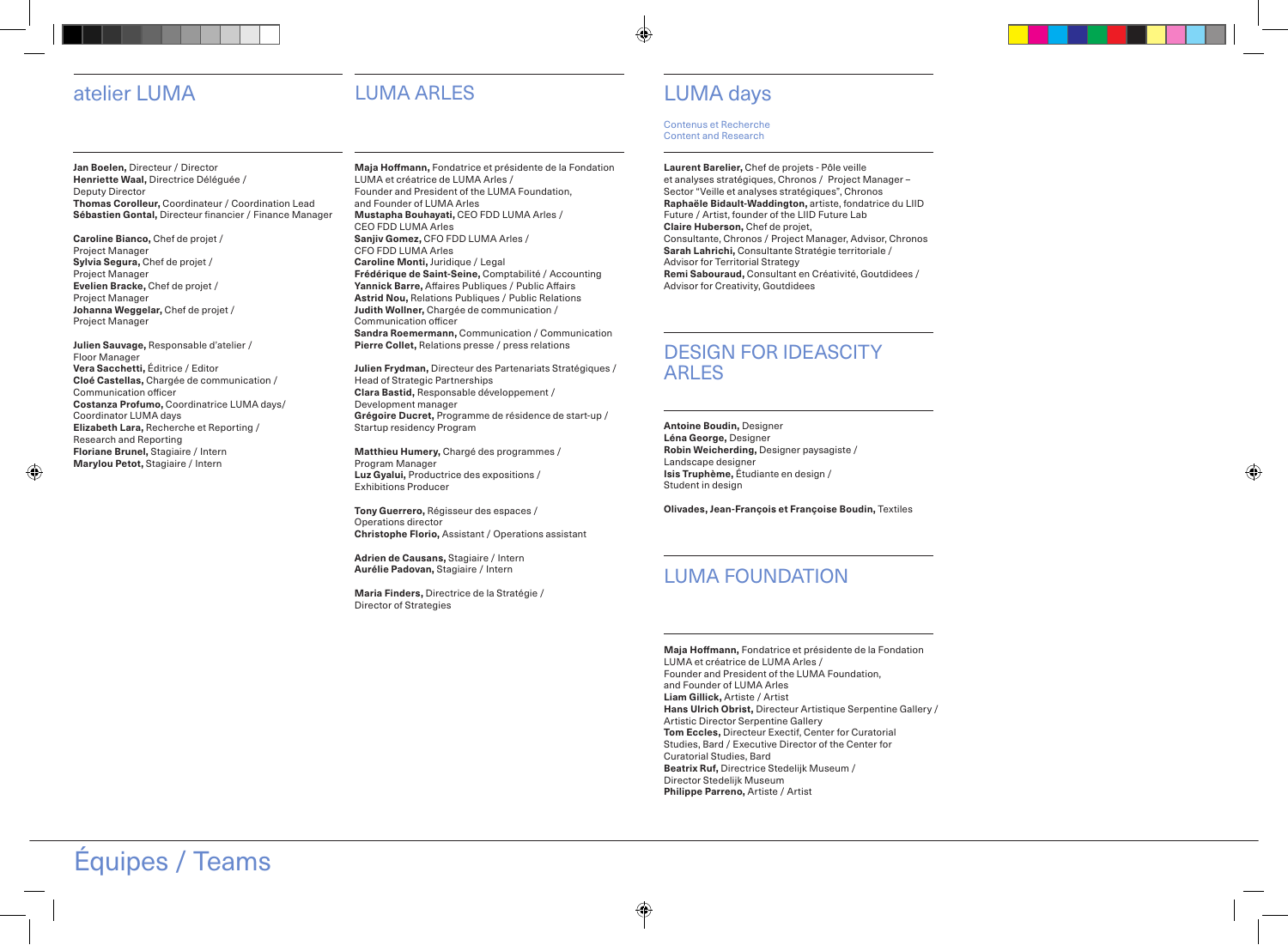# Équipes / Teams

## atelier LUMA

**Jan Boelen,** Directeur / Director
**Henriette Waal,** Directrice Déléguée / Deputy Director
**Thomas Corolleur,** Coordinateur / Coordination Lead
**Sébastien Gontal,** Directeur financier / Finance Manager

**Caroline Bianco,** Chef de projet / Project Manager
**Sylvia Segura,** Chef de projet / Project Manager
**Evelien Bracke,** Chef de projet / Project Manager
**Johanna Weggelar,** Chef de projet / Project Manager

**Julien Sauvage,** Responsable d'atelier / Floor Manager
**Vera Sacchetti,** Éditrice / Editor
**Cloé Castellas,** Chargée de communication / Communication officer
**Costanza Profumo,** Coordinatrice LUMA days/ Coordinator LUMA days
**Elizabeth Lara,** Recherche et Reporting / Research and Reporting
**Floriane Brunel,** Stagiaire / Intern
**Marylou Petot,** Stagiaire / Intern

## LUMA ARLES

**Maja Hoffmann,** Fondatrice et présidente de la Fondation LUMA et créatrice de LUMA Arles / Founder and President of the LUMA Foundation, and Founder of LUMA Arles
**Mustapha Bouhayati,** CEO FDD LUMA Arles / CEO FDD LUMA Arles
**Sanjiv Gomez,** CFO FDD LUMA Arles / CFO FDD LUMA Arles
**Caroline Monti,** Juridique / Legal
**Frédérique de Saint-Seine,** Comptabilité / Accounting
**Yannick Barre,** Affaires Publiques / Public Affairs
**Astrid Nou,** Relations Publiques / Public Relations
**Judith Wollner,** Chargée de communication / Communication officer
**Sandra Roemermann,** Communication / Communication
**Pierre Collet,** Relations presse / press relations

**Julien Frydman,** Directeur des Partenariats Stratégiques / Head of Strategic Partnerships
**Clara Bastid,** Responsable développement / Development manager
**Grégoire Ducret,** Programme de résidence de start-up / Startup residency Program

**Matthieu Humery,** Chargé des programmes / Program Manager
**Luz Gyalui,** Productrice des expositions / Exhibitions Producer

**Tony Guerrero,** Régisseur des espaces / Operations director
**Christophe Florio,** Assistant / Operations assistant

**Adrien de Causans,** Stagiaire / Intern
**Aurélie Padovan,** Stagiaire / Intern

**Maria Finders,** Directrice de la Stratégie / Director of Strategies

## LUMA days

Contenus et Recherche
Content and Research

**Laurent Barelier,** Chef de projets - Pôle veille et analyses stratégiques, Chronos / Project Manager – Sector "Veille et analyses stratégiques", Chronos
**Raphaële Bidault-Waddington,** artiste, fondatrice du LIID Future / Artist, founder of the LIID Future Lab
**Claire Huberson,** Chef de projet, Consultante, Chronos / Project Manager, Advisor, Chronos
**Sarah Lahrichi,** Consultante Stratégie territoriale / Advisor for Territorial Strategy
**Remi Sabouraud,** Consultant en Créativité, Goutdidees / Advisor for Creativity, Goutdidees

## DESIGN FOR IDEASCITY ARLES

**Antoine Boudin,** Designer
**Léna George,** Designer
**Robin Weicherding,** Designer paysagiste / Landscape designer
**Isis Truphème,** Étudiante en design / Student in design

**Olivades, Jean-François et Françoise Boudin,** Textiles

## LUMA FOUNDATION

**Maja Hoffmann,** Fondatrice et présidente de la Fondation LUMA et créatrice de LUMA Arles / Founder and President of the LUMA Foundation, and Founder of LUMA Arles
**Liam Gillick,** Artiste / Artist
**Hans Ulrich Obrist,** Directeur Artistique Serpentine Gallery / Artistic Director Serpentine Gallery
**Tom Eccles,** Directeur Exectif, Center for Curatorial Studies, Bard / Executive Director of the Center for Curatorial Studies, Bard
**Beatrix Ruf,** Directrice Stedelijk Museum / Director Stedelijk Museum
**Philippe Parreno,** Artiste / Artist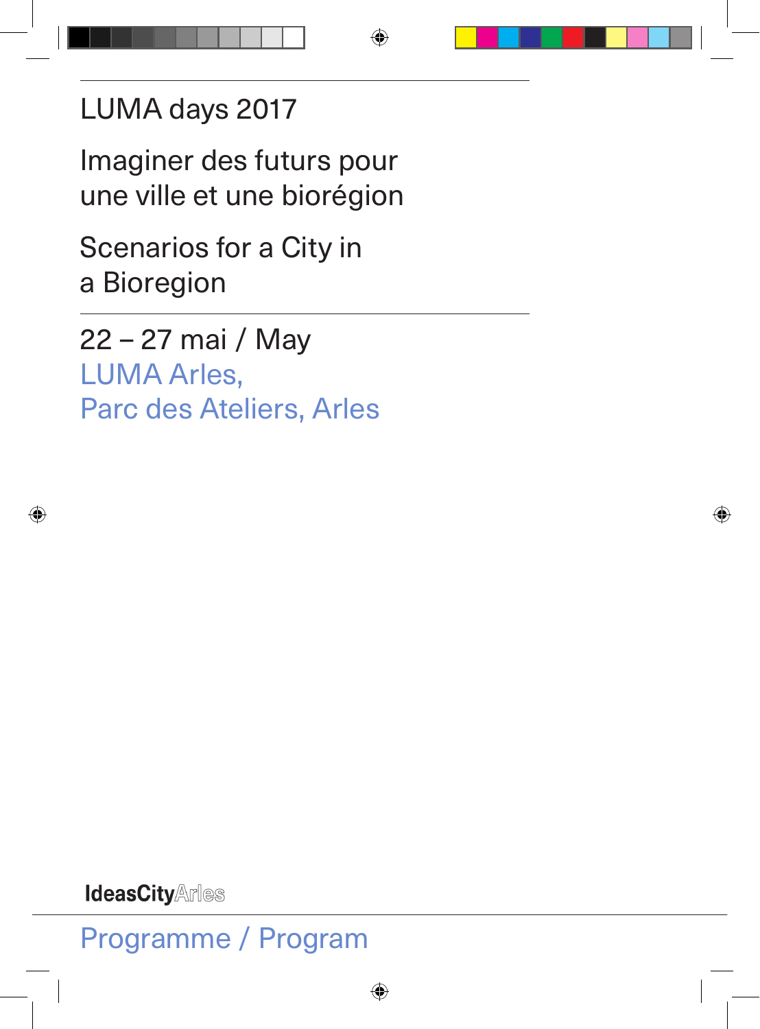LUMA days 2017

Imaginer des futurs pour une ville et une biorégion

Scenarios for a City in a Bioregion

22 – 27 mai / May
LUMA Arles,
Parc des Ateliers, Arles

IdeasCityArles

Programme / Program